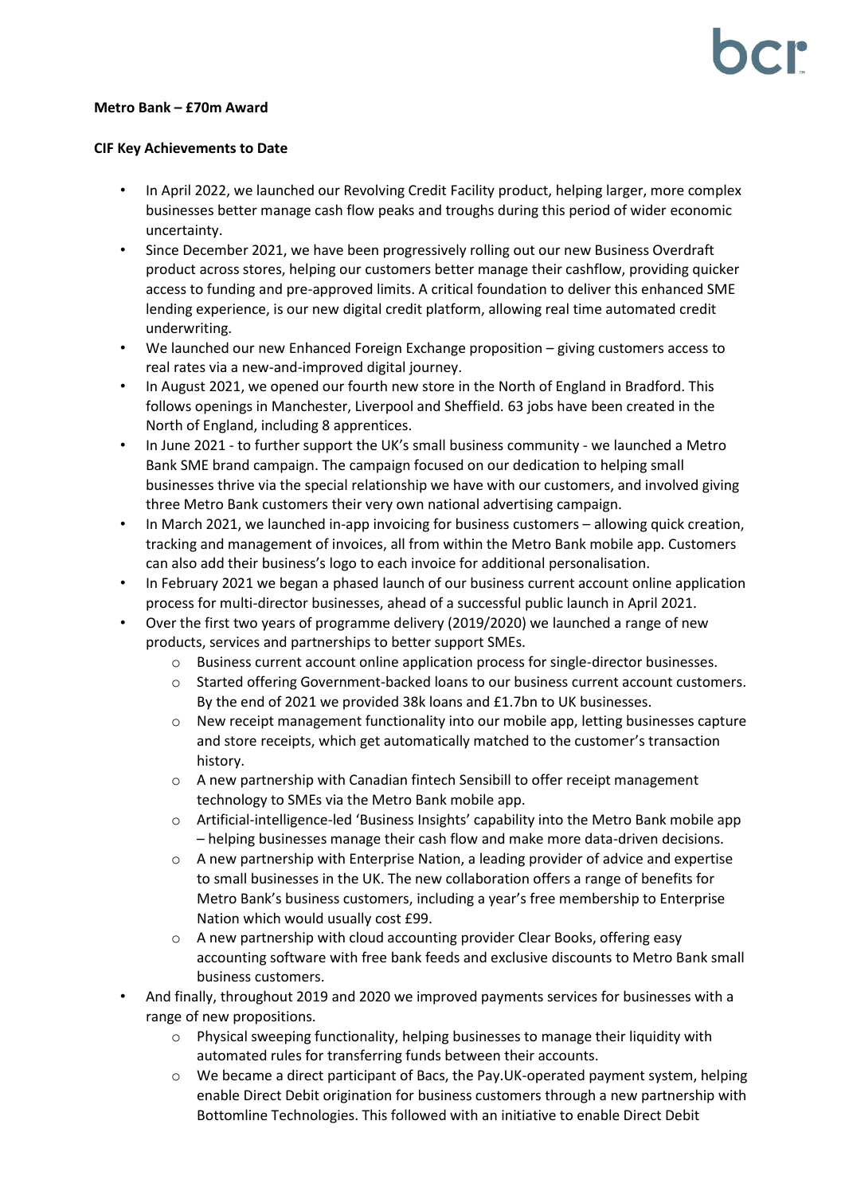**Metro Bank – £70m Award**

**CIF Key Achievements to Date**

- In April 2022, we launched our Revolving Credit Facility product, helping larger, more complex businesses better manage cash flow peaks and troughs during this period of wider economic uncertainty.
- Since December 2021, we have been progressively rolling out our new Business Overdraft product across stores, helping our customers better manage their cashflow, providing quicker access to funding and pre-approved limits. A critical foundation to deliver this enhanced SME lending experience, is our new digital credit platform, allowing real time automated credit underwriting.
- We launched our new Enhanced Foreign Exchange proposition – giving customers access to real rates via a new-and-improved digital journey.
- In August 2021, we opened our fourth new store in the North of England in Bradford. This follows openings in Manchester, Liverpool and Sheffield. 63 jobs have been created in the North of England, including 8 apprentices.
- In June 2021 - to further support the UK's small business community - we launched a Metro Bank SME brand campaign. The campaign focused on our dedication to helping small businesses thrive via the special relationship we have with our customers, and involved giving three Metro Bank customers their very own national advertising campaign.
- In March 2021, we launched in-app invoicing for business customers – allowing quick creation, tracking and management of invoices, all from within the Metro Bank mobile app. Customers can also add their business's logo to each invoice for additional personalisation.
- In February 2021 we began a phased launch of our business current account online application process for multi-director businesses, ahead of a successful public launch in April 2021.
- Over the first two years of programme delivery (2019/2020) we launched a range of new products, services and partnerships to better support SMEs.
  - Business current account online application process for single-director businesses.
  - Started offering Government-backed loans to our business current account customers. By the end of 2021 we provided 38k loans and £1.7bn to UK businesses.
  - New receipt management functionality into our mobile app, letting businesses capture and store receipts, which get automatically matched to the customer's transaction history.
  - A new partnership with Canadian fintech Sensibill to offer receipt management technology to SMEs via the Metro Bank mobile app.
  - Artificial-intelligence-led 'Business Insights' capability into the Metro Bank mobile app – helping businesses manage their cash flow and make more data-driven decisions.
  - A new partnership with Enterprise Nation, a leading provider of advice and expertise to small businesses in the UK. The new collaboration offers a range of benefits for Metro Bank's business customers, including a year's free membership to Enterprise Nation which would usually cost £99.
  - A new partnership with cloud accounting provider Clear Books, offering easy accounting software with free bank feeds and exclusive discounts to Metro Bank small business customers.
- And finally, throughout 2019 and 2020 we improved payments services for businesses with a range of new propositions.
  - Physical sweeping functionality, helping businesses to manage their liquidity with automated rules for transferring funds between their accounts.
  - We became a direct participant of Bacs, the Pay.UK-operated payment system, helping enable Direct Debit origination for business customers through a new partnership with Bottomline Technologies. This followed with an initiative to enable Direct Debit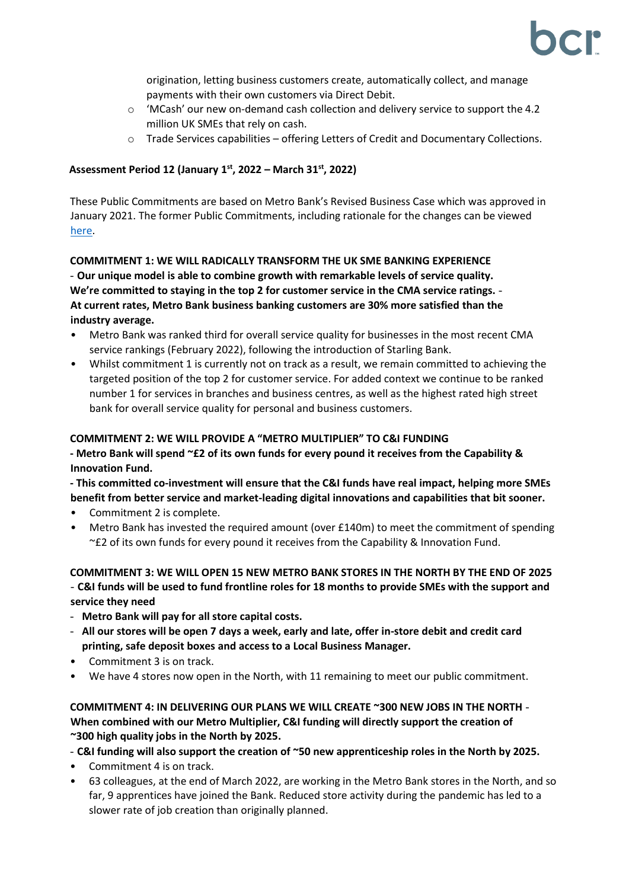origination, letting business customers create, automatically collect, and manage payments with their own customers via Direct Debit.
  - 'MCash' our new on-demand cash collection and delivery service to support the 4.2 million UK SMEs that rely on cash.
  - Trade Services capabilities – offering Letters of Credit and Documentary Collections.

**Assessment Period 12 (January 1st, 2022 – March 31st, 2022)**

These Public Commitments are based on Metro Bank's Revised Business Case which was approved in January 2021. The former Public Commitments, including rationale for the changes can be viewed here.

**COMMITMENT 1: WE WILL RADICALLY TRANSFORM THE UK SME BANKING EXPERIENCE**
**- Our unique model is able to combine growth with remarkable levels of service quality. We're committed to staying in the top 2 for customer service in the CMA service ratings. - At current rates, Metro Bank business banking customers are 30% more satisfied than the industry average.**

- Metro Bank was ranked third for overall service quality for businesses in the most recent CMA service rankings (February 2022), following the introduction of Starling Bank.
- Whilst commitment 1 is currently not on track as a result, we remain committed to achieving the targeted position of the top 2 for customer service. For added context we continue to be ranked number 1 for services in branches and business centres, as well as the highest rated high street bank for overall service quality for personal and business customers.

**COMMITMENT 2: WE WILL PROVIDE A "METRO MULTIPLIER" TO C&I FUNDING**
**- Metro Bank will spend ~£2 of its own funds for every pound it receives from the Capability & Innovation Fund.**
**- This committed co-investment will ensure that the C&I funds have real impact, helping more SMEs benefit from better service and market-leading digital innovations and capabilities that bit sooner.**

- Commitment 2 is complete.
- Metro Bank has invested the required amount (over £140m) to meet the commitment of spending ~£2 of its own funds for every pound it receives from the Capability & Innovation Fund.

**COMMITMENT 3: WE WILL OPEN 15 NEW METRO BANK STORES IN THE NORTH BY THE END OF 2025**
**- C&I funds will be used to fund frontline roles for 18 months to provide SMEs with the support and service they need**
- **Metro Bank will pay for all store capital costs.**
- **All our stores will be open 7 days a week, early and late, offer in-store debit and credit card printing, safe deposit boxes and access to a Local Business Manager.**

- Commitment 3 is on track.
- We have 4 stores now open in the North, with 11 remaining to meet our public commitment.

**COMMITMENT 4: IN DELIVERING OUR PLANS WE WILL CREATE ~300 NEW JOBS IN THE NORTH - When combined with our Metro Multiplier, C&I funding will directly support the creation of ~300 high quality jobs in the North by 2025.**
**- C&I funding will also support the creation of ~50 new apprenticeship roles in the North by 2025.**

- Commitment 4 is on track.
- 63 colleagues, at the end of March 2022, are working in the Metro Bank stores in the North, and so far, 9 apprentices have joined the Bank. Reduced store activity during the pandemic has led to a slower rate of job creation than originally planned.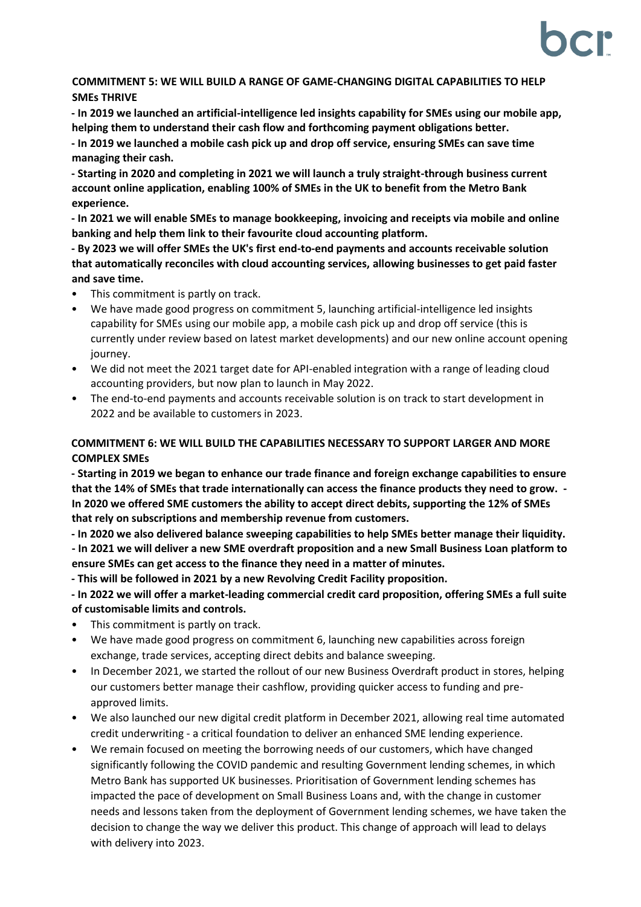**COMMITMENT 5: WE WILL BUILD A RANGE OF GAME-CHANGING DIGITAL CAPABILITIES TO HELP SMEs THRIVE**

**- In 2019 we launched an artificial-intelligence led insights capability for SMEs using our mobile app, helping them to understand their cash flow and forthcoming payment obligations better.**

**- In 2019 we launched a mobile cash pick up and drop off service, ensuring SMEs can save time managing their cash.**

**- Starting in 2020 and completing in 2021 we will launch a truly straight-through business current account online application, enabling 100% of SMEs in the UK to benefit from the Metro Bank experience.**

**- In 2021 we will enable SMEs to manage bookkeeping, invoicing and receipts via mobile and online banking and help them link to their favourite cloud accounting platform.**

**- By 2023 we will offer SMEs the UK's first end-to-end payments and accounts receivable solution that automatically reconciles with cloud accounting services, allowing businesses to get paid faster and save time.**

- This commitment is partly on track.
- We have made good progress on commitment 5, launching artificial-intelligence led insights capability for SMEs using our mobile app, a mobile cash pick up and drop off service (this is currently under review based on latest market developments) and our new online account opening journey.
- We did not meet the 2021 target date for API-enabled integration with a range of leading cloud accounting providers, but now plan to launch in May 2022.
- The end-to-end payments and accounts receivable solution is on track to start development in 2022 and be available to customers in 2023.

**COMMITMENT 6: WE WILL BUILD THE CAPABILITIES NECESSARY TO SUPPORT LARGER AND MORE COMPLEX SMEs**

**- Starting in 2019 we began to enhance our trade finance and foreign exchange capabilities to ensure that the 14% of SMEs that trade internationally can access the finance products they need to grow.**

**- In 2020 we offered SME customers the ability to accept direct debits, supporting the 12% of SMEs that rely on subscriptions and membership revenue from customers.**

**- In 2020 we also delivered balance sweeping capabilities to help SMEs better manage their liquidity.**

**- In 2021 we will deliver a new SME overdraft proposition and a new Small Business Loan platform to ensure SMEs can get access to the finance they need in a matter of minutes.**

**- This will be followed in 2021 by a new Revolving Credit Facility proposition.**

**- In 2022 we will offer a market-leading commercial credit card proposition, offering SMEs a full suite of customisable limits and controls.**

- This commitment is partly on track.
- We have made good progress on commitment 6, launching new capabilities across foreign exchange, trade services, accepting direct debits and balance sweeping.
- In December 2021, we started the rollout of our new Business Overdraft product in stores, helping our customers better manage their cashflow, providing quicker access to funding and pre-approved limits.
- We also launched our new digital credit platform in December 2021, allowing real time automated credit underwriting - a critical foundation to deliver an enhanced SME lending experience.
- We remain focused on meeting the borrowing needs of our customers, which have changed significantly following the COVID pandemic and resulting Government lending schemes, in which Metro Bank has supported UK businesses. Prioritisation of Government lending schemes has impacted the pace of development on Small Business Loans and, with the change in customer needs and lessons taken from the deployment of Government lending schemes, we have taken the decision to change the way we deliver this product. This change of approach will lead to delays with delivery into 2023.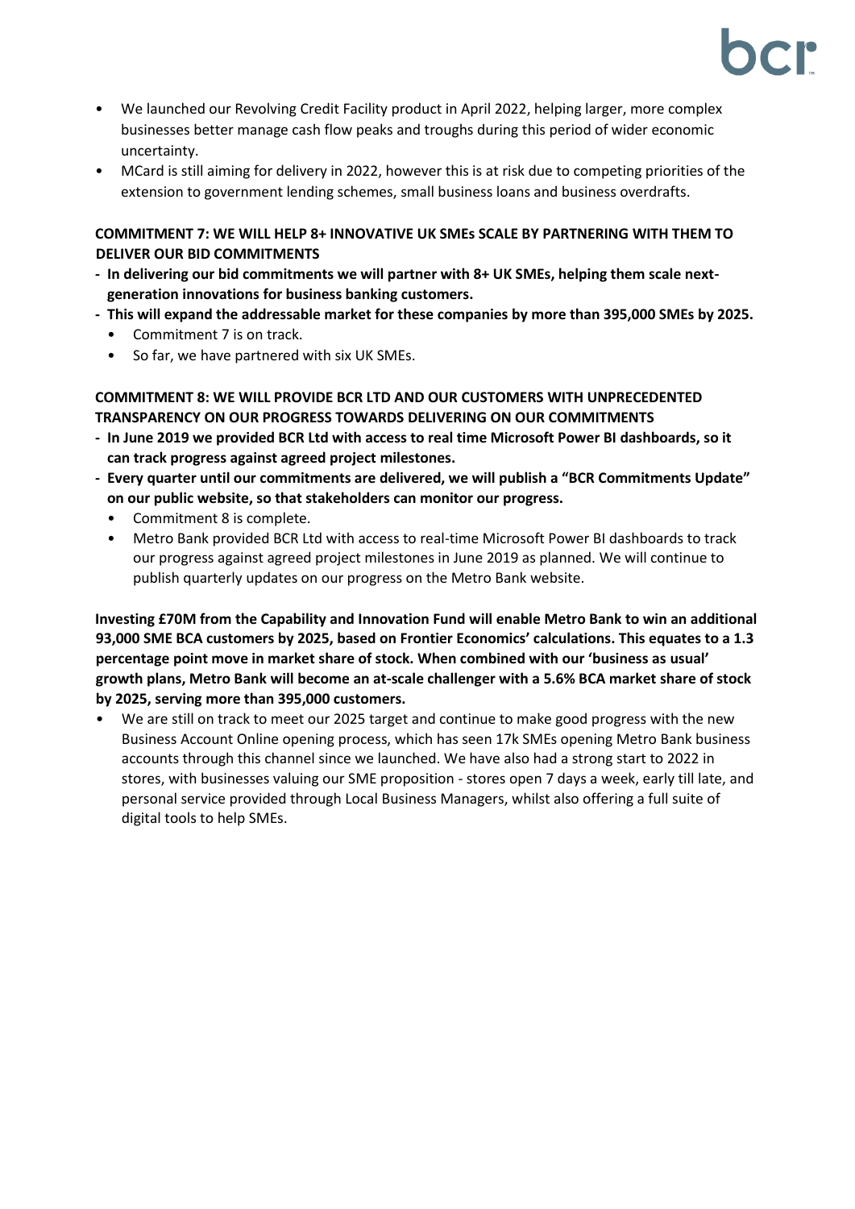- We launched our Revolving Credit Facility product in April 2022, helping larger, more complex businesses better manage cash flow peaks and troughs during this period of wider economic uncertainty.
- MCard is still aiming for delivery in 2022, however this is at risk due to competing priorities of the extension to government lending schemes, small business loans and business overdrafts.

**COMMITMENT 7: WE WILL HELP 8+ INNOVATIVE UK SMEs SCALE BY PARTNERING WITH THEM TO DELIVER OUR BID COMMITMENTS**

- **In delivering our bid commitments we will partner with 8+ UK SMEs, helping them scale next-generation innovations for business banking customers.**
- **This will expand the addressable market for these companies by more than 395,000 SMEs by 2025.**
  - Commitment 7 is on track.
  - So far, we have partnered with six UK SMEs.

**COMMITMENT 8: WE WILL PROVIDE BCR LTD AND OUR CUSTOMERS WITH UNPRECEDENTED TRANSPARENCY ON OUR PROGRESS TOWARDS DELIVERING ON OUR COMMITMENTS**

- **In June 2019 we provided BCR Ltd with access to real time Microsoft Power BI dashboards, so it can track progress against agreed project milestones.**
- **Every quarter until our commitments are delivered, we will publish a "BCR Commitments Update" on our public website, so that stakeholders can monitor our progress.**
  - Commitment 8 is complete.
  - Metro Bank provided BCR Ltd with access to real-time Microsoft Power BI dashboards to track our progress against agreed project milestones in June 2019 as planned. We will continue to publish quarterly updates on our progress on the Metro Bank website.

**Investing £70M from the Capability and Innovation Fund will enable Metro Bank to win an additional 93,000 SME BCA customers by 2025, based on Frontier Economics' calculations. This equates to a 1.3 percentage point move in market share of stock. When combined with our 'business as usual' growth plans, Metro Bank will become an at-scale challenger with a 5.6% BCA market share of stock by 2025, serving more than 395,000 customers.**

- We are still on track to meet our 2025 target and continue to make good progress with the new Business Account Online opening process, which has seen 17k SMEs opening Metro Bank business accounts through this channel since we launched. We have also had a strong start to 2022 in stores, with businesses valuing our SME proposition - stores open 7 days a week, early till late, and personal service provided through Local Business Managers, whilst also offering a full suite of digital tools to help SMEs.